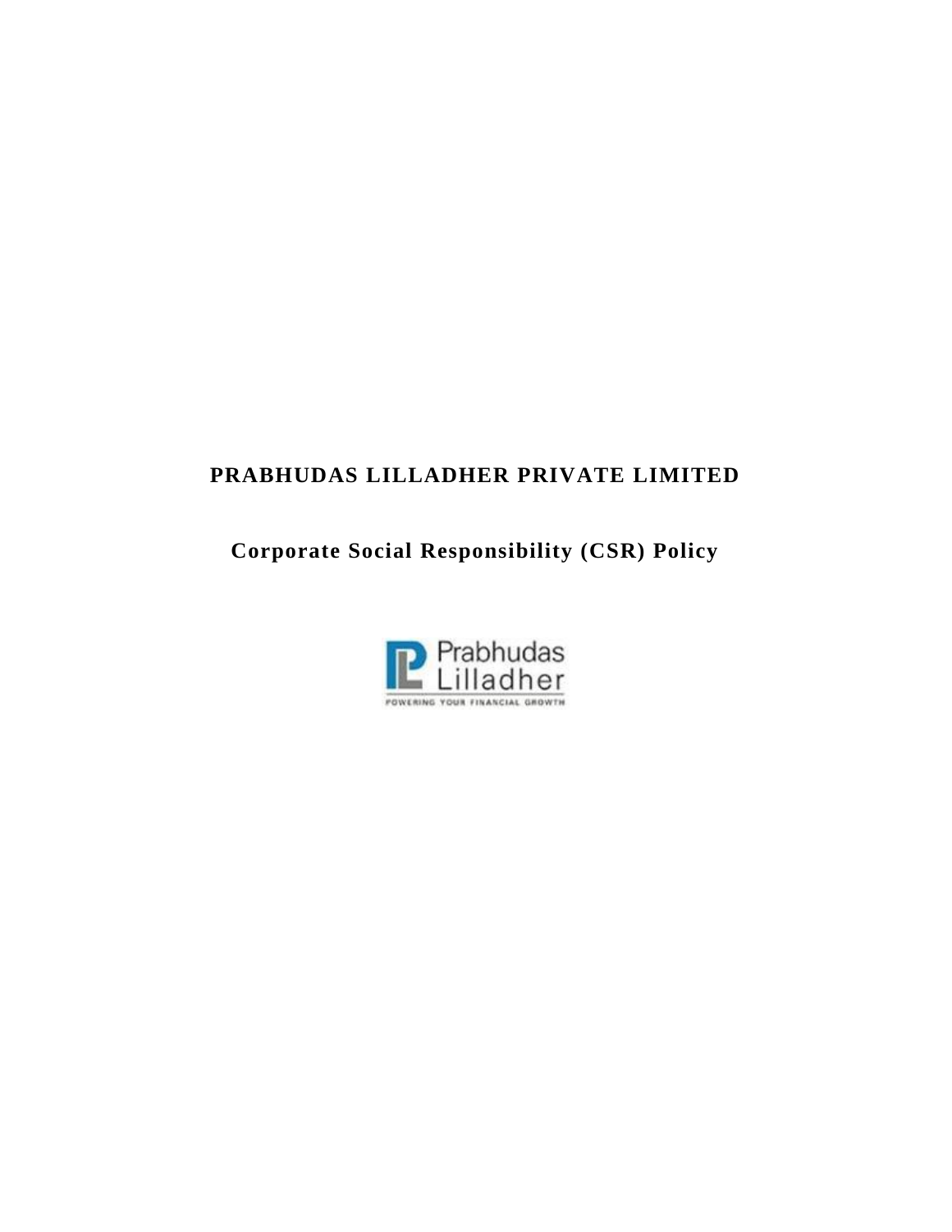# PRABHUDAS LILLADHER PRIVATE LIMITED

## Corporate Social Responsibility (CSR) Policy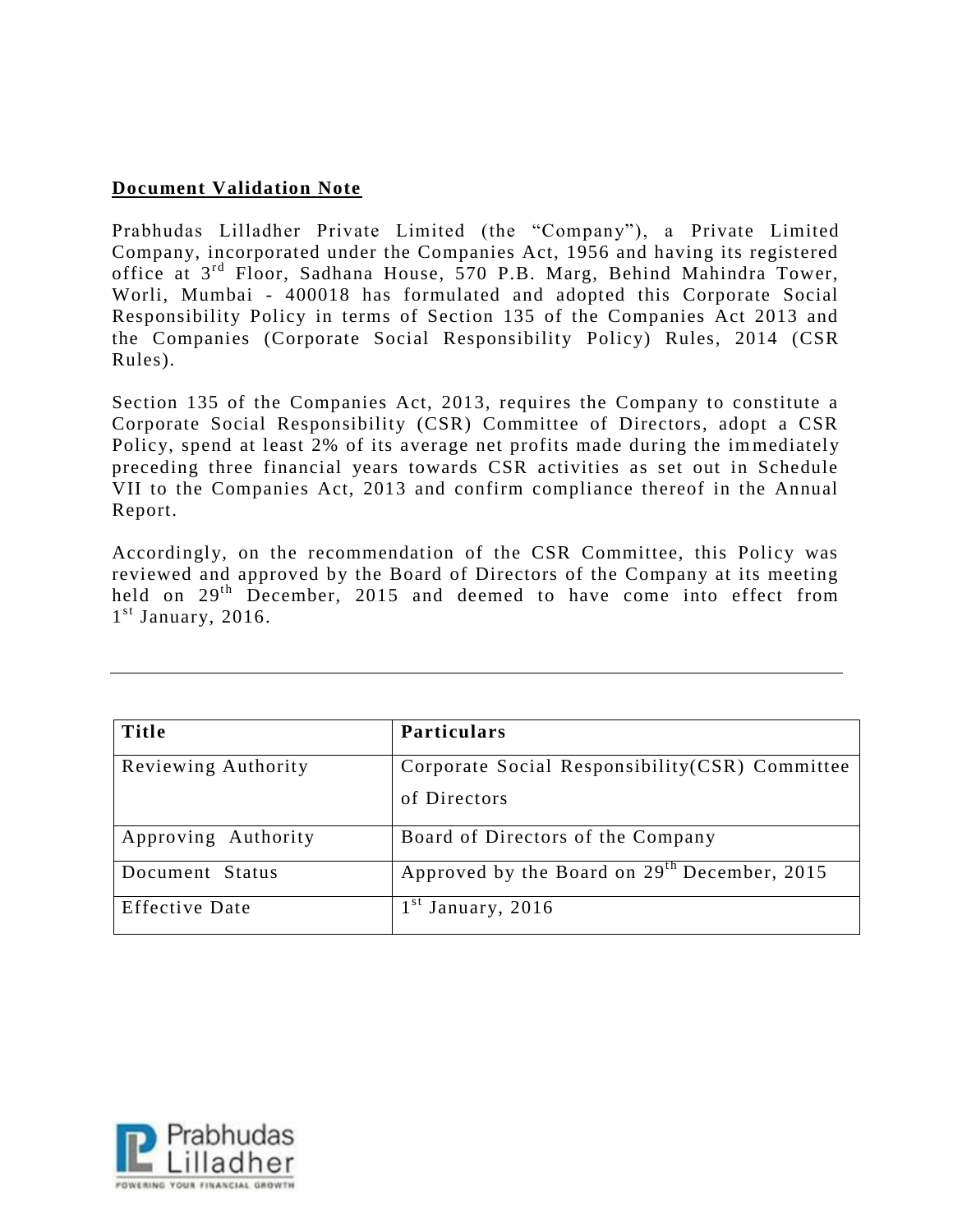**Document Validation Note**

Prabhudas Lilladher Private Limited (the "Company"), a Private Limited Company, incorporated under the Companies Act, 1956 and having its registered office at 3rd Floor, Sadhana House, 570 P.B. Marg, Behind Mahindra Tower, Worli, Mumbai - 400018 has formulated and adopted this Corporate Social Responsibility Policy in terms of Section 135 of the Companies Act 2013 and the Companies (Corporate Social Responsibility Policy) Rules, 2014 (CSR Rules).

Section 135 of the Companies Act, 2013, requires the Company to constitute a Corporate Social Responsibility (CSR) Committee of Directors, adopt a CSR Policy, spend at least 2% of its average net profits made during the immediately preceding three financial years towards CSR activities as set out in Schedule VII to the Companies Act, 2013 and confirm compliance thereof in the Annual Report.

Accordingly, on the recommendation of the CSR Committee, this Policy was reviewed and approved by the Board of Directors of the Company at its meeting held on 29th December, 2015 and deemed to have come into effect from 1st January, 2016.

---

| Title | Particulars |
|---|---|
| Reviewing Authority | Corporate Social Responsibility(CSR) Committee of Directors |
| Approving Authority | Board of Directors of the Company |
| Document Status | Approved by the Board on 29th December, 2015 |
| Effective Date | 1st January, 2016 |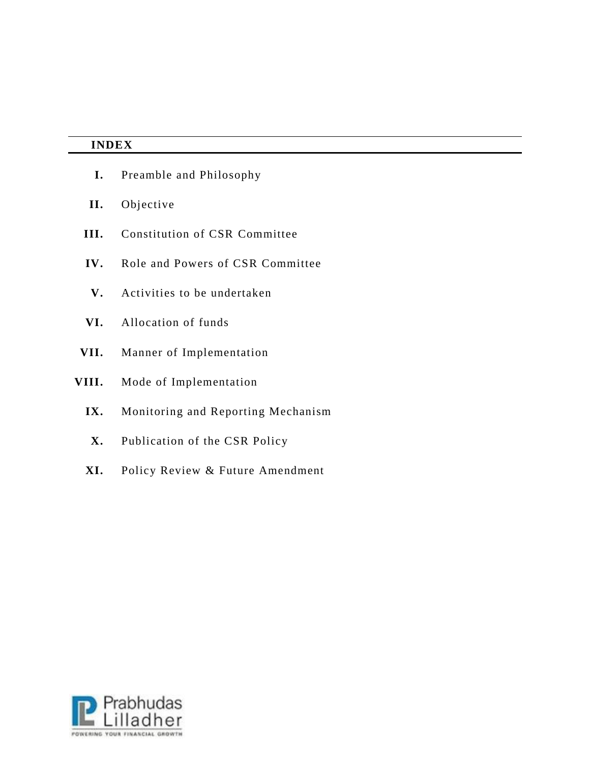## INDEX

- **I.** Preamble and Philosophy
- **II.** Objective
- **III.** Constitution of CSR Committee
- **IV.** Role and Powers of CSR Committee
- **V.** Activities to be undertaken
- **VI.** Allocation of funds
- **VII.** Manner of Implementation
- **VIII.** Mode of Implementation
- **IX.** Monitoring and Reporting Mechanism
- **X.** Publication of the CSR Policy
- **XI.** Policy Review & Future Amendment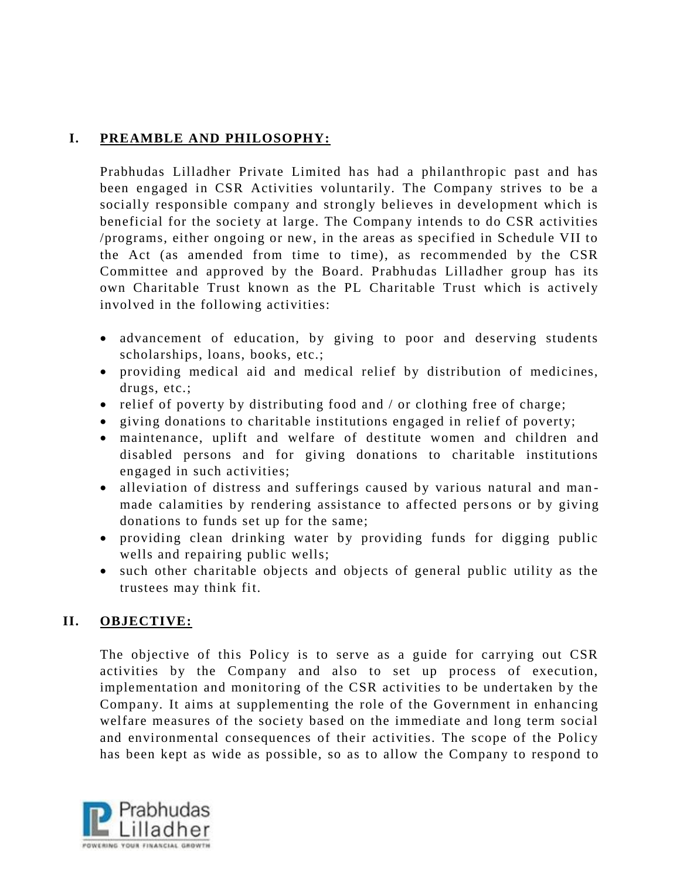## I. PREAMBLE AND PHILOSOPHY:

Prabhudas Lilladher Private Limited has had a philanthropic past and has been engaged in CSR Activities voluntarily. The Company strives to be a socially responsible company and strongly believes in development which is beneficial for the society at large. The Company intends to do CSR activities /programs, either ongoing or new, in the areas as specified in Schedule VII to the Act (as amended from time to time), as recommended by the CSR Committee and approved by the Board. Prabhudas Lilladher group has its own Charitable Trust known as the PL Charitable Trust which is actively involved in the following activities:

- advancement of education, by giving to poor and deserving students scholarships, loans, books, etc.;
- providing medical aid and medical relief by distribution of medicines, drugs, etc.;
- relief of poverty by distributing food and / or clothing free of charge;
- giving donations to charitable institutions engaged in relief of poverty;
- maintenance, uplift and welfare of destitute women and children and disabled persons and for giving donations to charitable institutions engaged in such activities;
- alleviation of distress and sufferings caused by various natural and man-made calamities by rendering assistance to affected persons or by giving donations to funds set up for the same;
- providing clean drinking water by providing funds for digging public wells and repairing public wells;
- such other charitable objects and objects of general public utility as the trustees may think fit.

## II. OBJECTIVE:

The objective of this Policy is to serve as a guide for carrying out CSR activities by the Company and also to set up process of execution, implementation and monitoring of the CSR activities to be undertaken by the Company. It aims at supplementing the role of the Government in enhancing welfare measures of the society based on the immediate and long term social and environmental consequences of their activities. The scope of the Policy has been kept as wide as possible, so as to allow the Company to respond to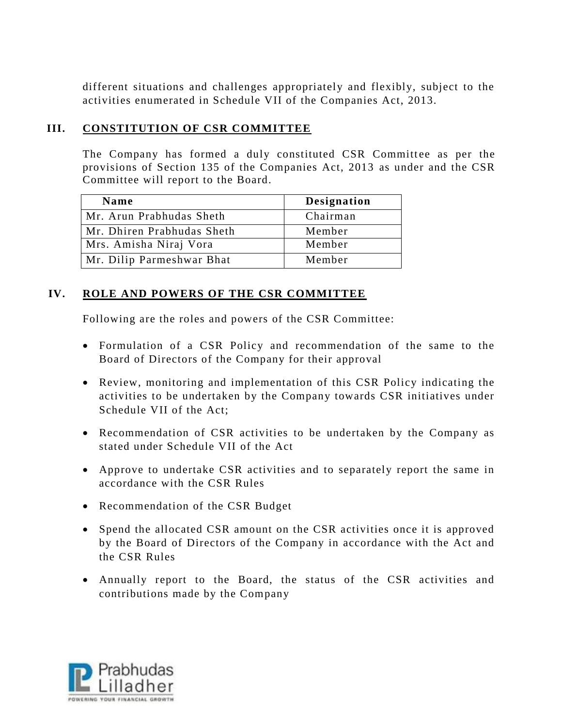different situations and challenges appropriately and flexibly, subject to the activities enumerated in Schedule VII of the Companies Act, 2013.

## III. CONSTITUTION OF CSR COMMITTEE

The Company has formed a duly constituted CSR Committee as per the provisions of Section 135 of the Companies Act, 2013 as under and the CSR Committee will report to the Board.

| Name | Designation |
|---|---|
| Mr. Arun Prabhudas Sheth | Chairman |
| Mr. Dhiren Prabhudas Sheth | Member |
| Mrs. Amisha Niraj Vora | Member |
| Mr. Dilip Parmeshwar Bhat | Member |

## IV. ROLE AND POWERS OF THE CSR COMMITTEE

Following are the roles and powers of the CSR Committee:

- Formulation of a CSR Policy and recommendation of the same to the Board of Directors of the Company for their approval
- Review, monitoring and implementation of this CSR Policy indicating the activities to be undertaken by the Company towards CSR initiatives under Schedule VII of the Act;
- Recommendation of CSR activities to be undertaken by the Company as stated under Schedule VII of the Act
- Approve to undertake CSR activities and to separately report the same in accordance with the CSR Rules
- Recommendation of the CSR Budget
- Spend the allocated CSR amount on the CSR activities once it is approved by the Board of Directors of the Company in accordance with the Act and the CSR Rules
- Annually report to the Board, the status of the CSR activities and contributions made by the Company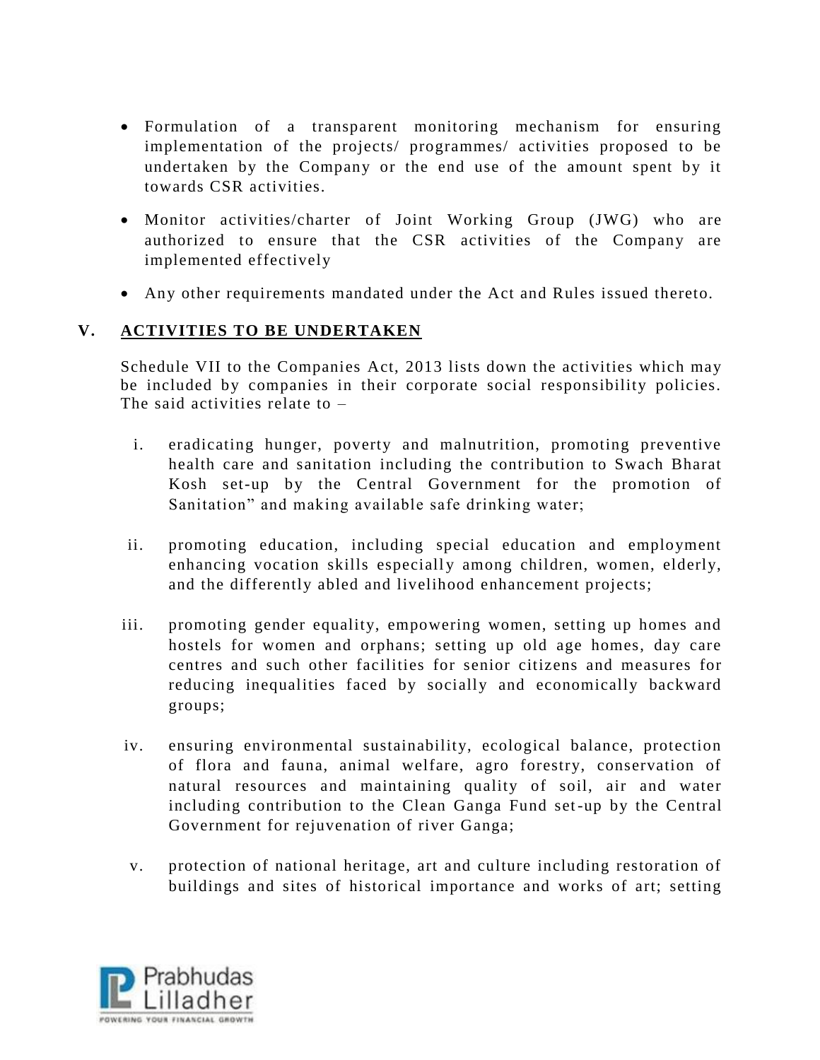- Formulation of a transparent monitoring mechanism for ensuring implementation of the projects/ programmes/ activities proposed to be undertaken by the Company or the end use of the amount spent by it towards CSR activities.
- Monitor activities/charter of Joint Working Group (JWG) who are authorized to ensure that the CSR activities of the Company are implemented effectively
- Any other requirements mandated under the Act and Rules issued thereto.

## V. ACTIVITIES TO BE UNDERTAKEN

Schedule VII to the Companies Act, 2013 lists down the activities which may be included by companies in their corporate social responsibility policies. The said activities relate to –

i. eradicating hunger, poverty and malnutrition, promoting preventive health care and sanitation including the contribution to Swach Bharat Kosh set-up by the Central Government for the promotion of Sanitation" and making available safe drinking water;

ii. promoting education, including special education and employment enhancing vocation skills especially among children, women, elderly, and the differently abled and livelihood enhancement projects;

iii. promoting gender equality, empowering women, setting up homes and hostels for women and orphans; setting up old age homes, day care centres and such other facilities for senior citizens and measures for reducing inequalities faced by socially and economically backward groups;

iv. ensuring environmental sustainability, ecological balance, protection of flora and fauna, animal welfare, agro forestry, conservation of natural resources and maintaining quality of soil, air and water including contribution to the Clean Ganga Fund set-up by the Central Government for rejuvenation of river Ganga;

v. protection of national heritage, art and culture including restoration of buildings and sites of historical importance and works of art; setting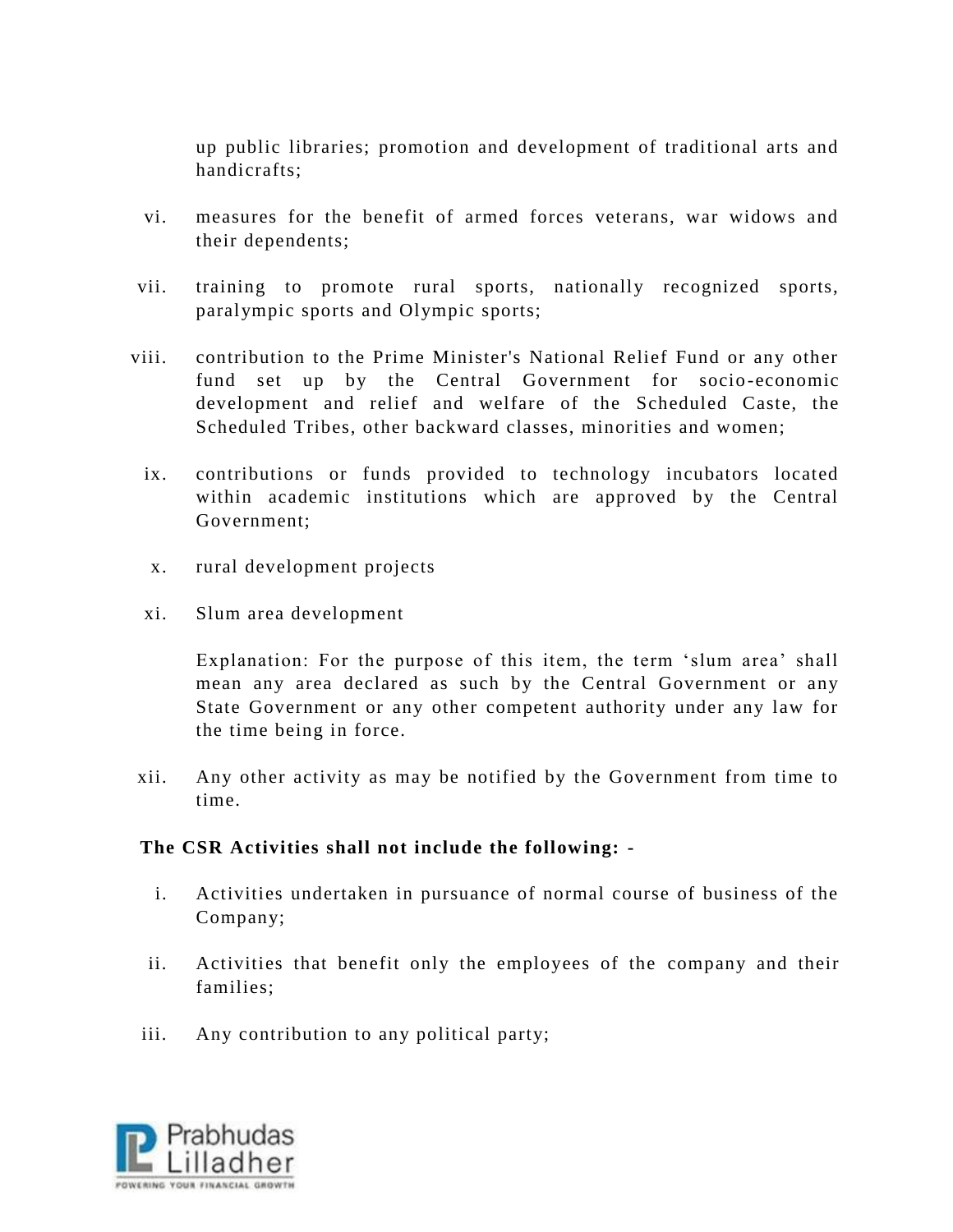up public libraries; promotion and development of traditional arts and handicrafts;

vi. measures for the benefit of armed forces veterans, war widows and their dependents;

vii. training to promote rural sports, nationally recognized sports, paralympic sports and Olympic sports;

viii. contribution to the Prime Minister's National Relief Fund or any other fund set up by the Central Government for socio-economic development and relief and welfare of the Scheduled Caste, the Scheduled Tribes, other backward classes, minorities and women;

ix. contributions or funds provided to technology incubators located within academic institutions which are approved by the Central Government;

x. rural development projects

xi. Slum area development

Explanation: For the purpose of this item, the term ‘slum area’ shall mean any area declared as such by the Central Government or any State Government or any other competent authority under any law for the time being in force.

xii. Any other activity as may be notified by the Government from time to time.

**The CSR Activities shall not include the following: -**

i. Activities undertaken in pursuance of normal course of business of the Company;

ii. Activities that benefit only the employees of the company and their families;

iii. Any contribution to any political party;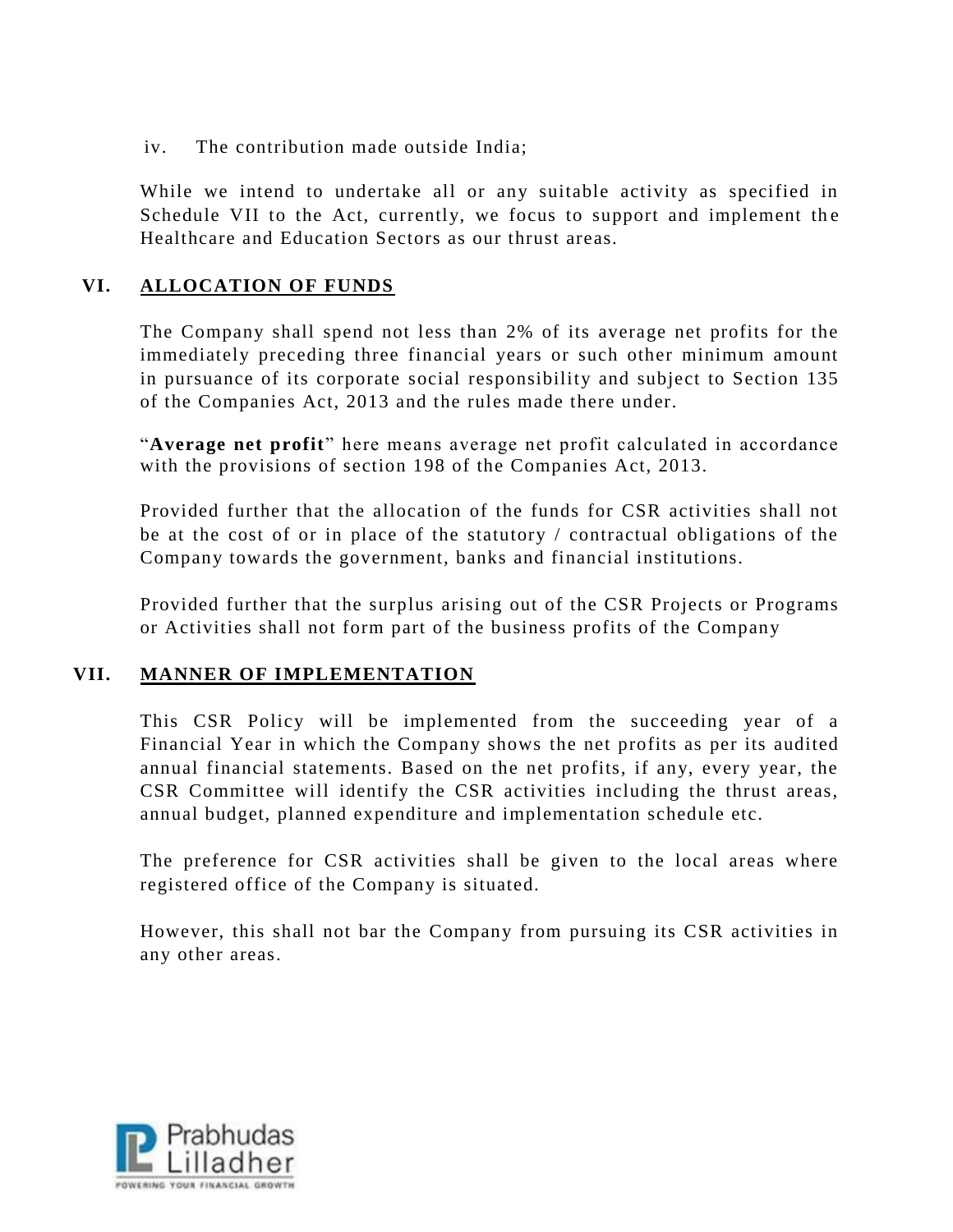iv. The contribution made outside India;

While we intend to undertake all or any suitable activity as specified in Schedule VII to the Act, currently, we focus to support and implement the Healthcare and Education Sectors as our thrust areas.

## VI. ALLOCATION OF FUNDS

The Company shall spend not less than 2% of its average net profits for the immediately preceding three financial years or such other minimum amount in pursuance of its corporate social responsibility and subject to Section 135 of the Companies Act, 2013 and the rules made there under.

"**Average net profit**" here means average net profit calculated in accordance with the provisions of section 198 of the Companies Act, 2013.

Provided further that the allocation of the funds for CSR activities shall not be at the cost of or in place of the statutory / contractual obligations of the Company towards the government, banks and financial institutions.

Provided further that the surplus arising out of the CSR Projects or Programs or Activities shall not form part of the business profits of the Company

## VII. MANNER OF IMPLEMENTATION

This CSR Policy will be implemented from the succeeding year of a Financial Year in which the Company shows the net profits as per its audited annual financial statements. Based on the net profits, if any, every year, the CSR Committee will identify the CSR activities including the thrust areas, annual budget, planned expenditure and implementation schedule etc.

The preference for CSR activities shall be given to the local areas where registered office of the Company is situated.

However, this shall not bar the Company from pursuing its CSR activities in any other areas.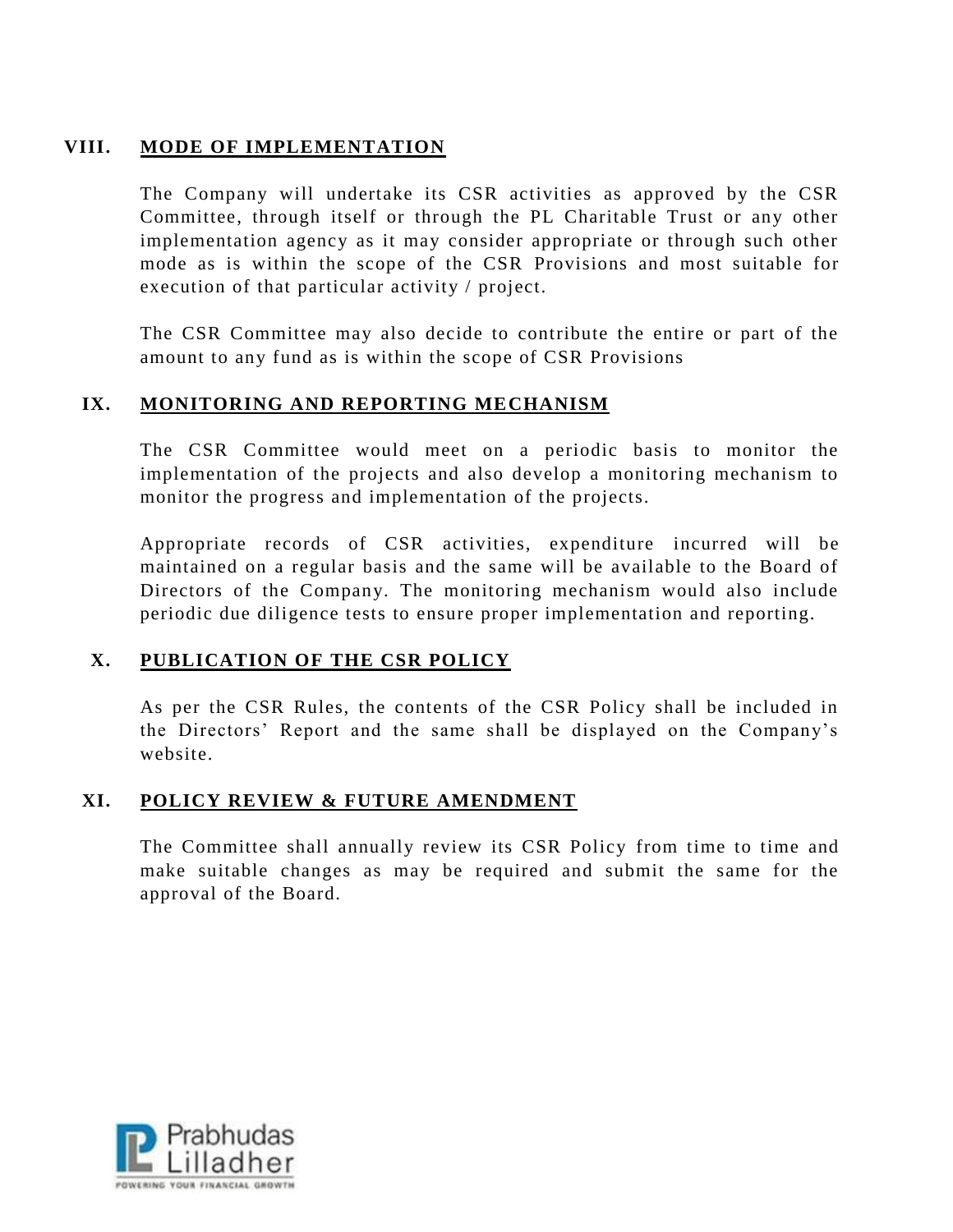## VIII. MODE OF IMPLEMENTATION

The Company will undertake its CSR activities as approved by the CSR Committee, through itself or through the PL Charitable Trust or any other implementation agency as it may consider appropriate or through such other mode as is within the scope of the CSR Provisions and most suitable for execution of that particular activity / project.

The CSR Committee may also decide to contribute the entire or part of the amount to any fund as is within the scope of CSR Provisions

## IX. MONITORING AND REPORTING MECHANISM

The CSR Committee would meet on a periodic basis to monitor the implementation of the projects and also develop a monitoring mechanism to monitor the progress and implementation of the projects.

Appropriate records of CSR activities, expenditure incurred will be maintained on a regular basis and the same will be available to the Board of Directors of the Company. The monitoring mechanism would also include periodic due diligence tests to ensure proper implementation and reporting.

## X. PUBLICATION OF THE CSR POLICY

As per the CSR Rules, the contents of the CSR Policy shall be included in the Directors' Report and the same shall be displayed on the Company's website.

## XI. POLICY REVIEW & FUTURE AMENDMENT

The Committee shall annually review its CSR Policy from time to time and make suitable changes as may be required and submit the same for the approval of the Board.